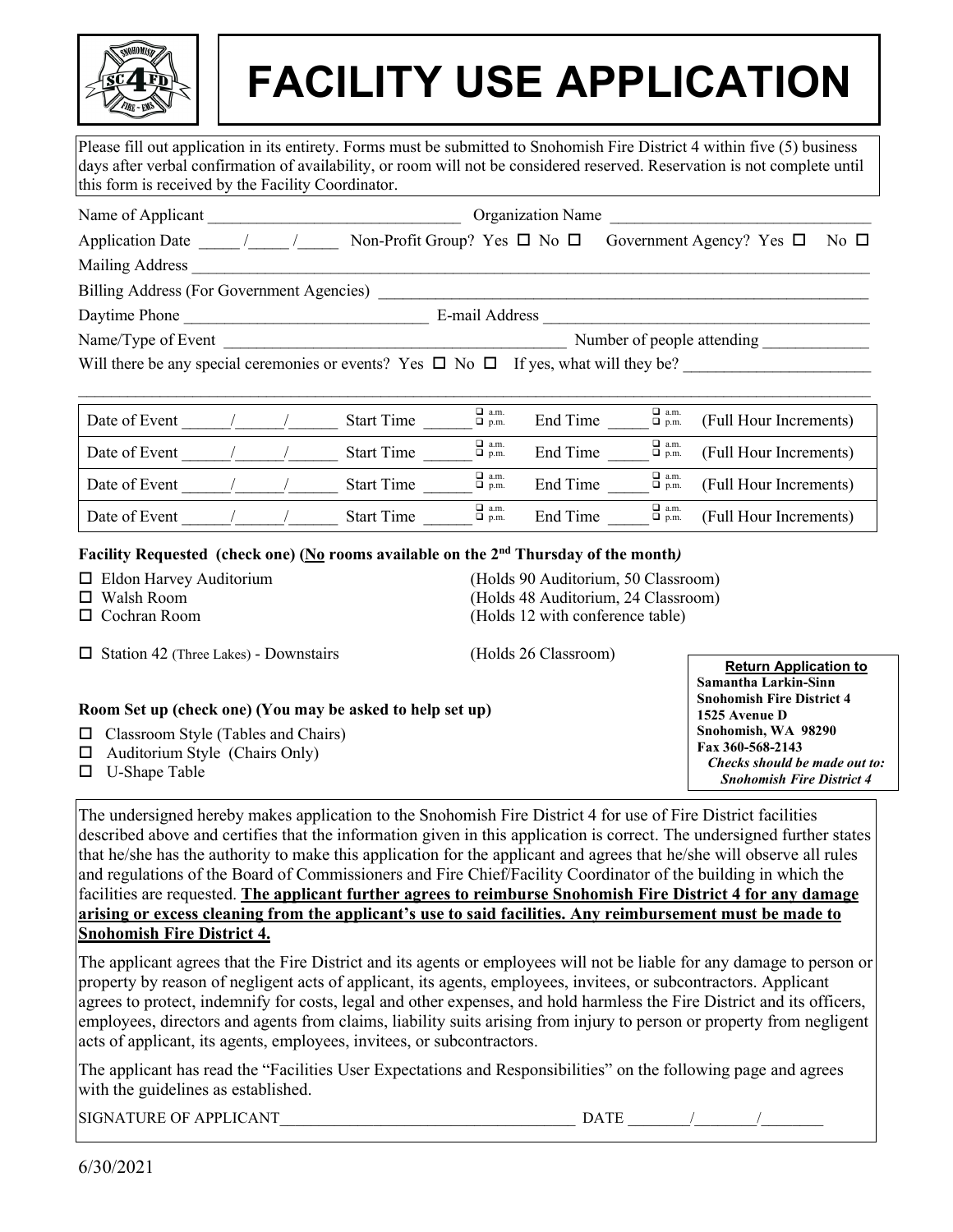# FACILITY USE APPLICATION

Please fill out application in its entirety. Forms must be submitted to Snohomish Fire District 4 within five (5) business days after verbal confirmation of availability, or room will not be considered reserved. Reservation is not complete until this form is received by the Facility Coordinator.

Name of Applicant ______________________________ Organization Name ______________________________

Application Date _____ /_____ /_____ Non-Profit Group? Yes ☐ No ☐ Government Agency? Yes ☐ No ☐

Mailing Address ________________________________________________________________________________

Billing Address (For Government Agencies) ______________________________________________________

Daytime Phone ______________________________ E-mail Address ______________________________

Name/Type of Event ______________________________________ Number of people attending ____________

Will there be any special ceremonies or events? Yes ☐ No ☐ If yes, what will they be? ______________________

________________________________________________________________________________________________

| | | | |
|---|---|---|---|
| Date of Event ______/______/______ | Start Time ______ ☐ a.m. ☐ p.m. | End Time _____ ☐ a.m. ☐ p.m. | (Full Hour Increments) |
| Date of Event ______/______/______ | Start Time ______ ☐ a.m. ☐ p.m. | End Time _____ ☐ a.m. ☐ p.m. | (Full Hour Increments) |
| Date of Event ______/______/______ | Start Time ______ ☐ a.m. ☐ p.m. | End Time _____ ☐ a.m. ☐ p.m. | (Full Hour Increments) |
| Date of Event ______/______/______ | Start Time ______ ☐ a.m. ☐ p.m. | End Time _____ ☐ a.m. ☐ p.m. | (Full Hour Increments) |

**Facility Requested (check one) (No rooms available on the 2nd Thursday of the month)**

- ☐ Eldon Harvey Auditorium (Holds 90 Auditorium, 50 Classroom)
- ☐ Walsh Room (Holds 48 Auditorium, 24 Classroom)
- ☐ Cochran Room (Holds 12 with conference table)
- ☐ Station 42 (Three Lakes) - Downstairs (Holds 26 Classroom)

**Room Set up (check one) (You may be asked to help set up)**

- ☐ Classroom Style (Tables and Chairs)
- ☐ Auditorium Style (Chairs Only)
- ☐ U-Shape Table

**Return Application to**
**Samantha Larkin-Sinn**
**Snohomish Fire District 4**
**1525 Avenue D**
**Snohomish, WA 98290**
**Fax 360-568-2143**
***Checks should be made out to: Snohomish Fire District 4***

The undersigned hereby makes application to the Snohomish Fire District 4 for use of Fire District facilities described above and certifies that the information given in this application is correct. The undersigned further states that he/she has the authority to make this application for the applicant and agrees that he/she will observe all rules and regulations of the Board of Commissioners and Fire Chief/Facility Coordinator of the building in which the facilities are requested. **The applicant further agrees to reimburse Snohomish Fire District 4 for any damage arising or excess cleaning from the applicant's use to said facilities. Any reimbursement must be made to Snohomish Fire District 4.**

The applicant agrees that the Fire District and its agents or employees will not be liable for any damage to person or property by reason of negligent acts of applicant, its agents, employees, invitees, or subcontractors. Applicant agrees to protect, indemnify for costs, legal and other expenses, and hold harmless the Fire District and its officers, employees, directors and agents from claims, liability suits arising from injury to person or property from negligent acts of applicant, its agents, employees, invitees, or subcontractors.

The applicant has read the "Facilities User Expectations and Responsibilities" on the following page and agrees with the guidelines as established.

SIGNATURE OF APPLICANT______________________________________ DATE ________/________/________

6/30/2021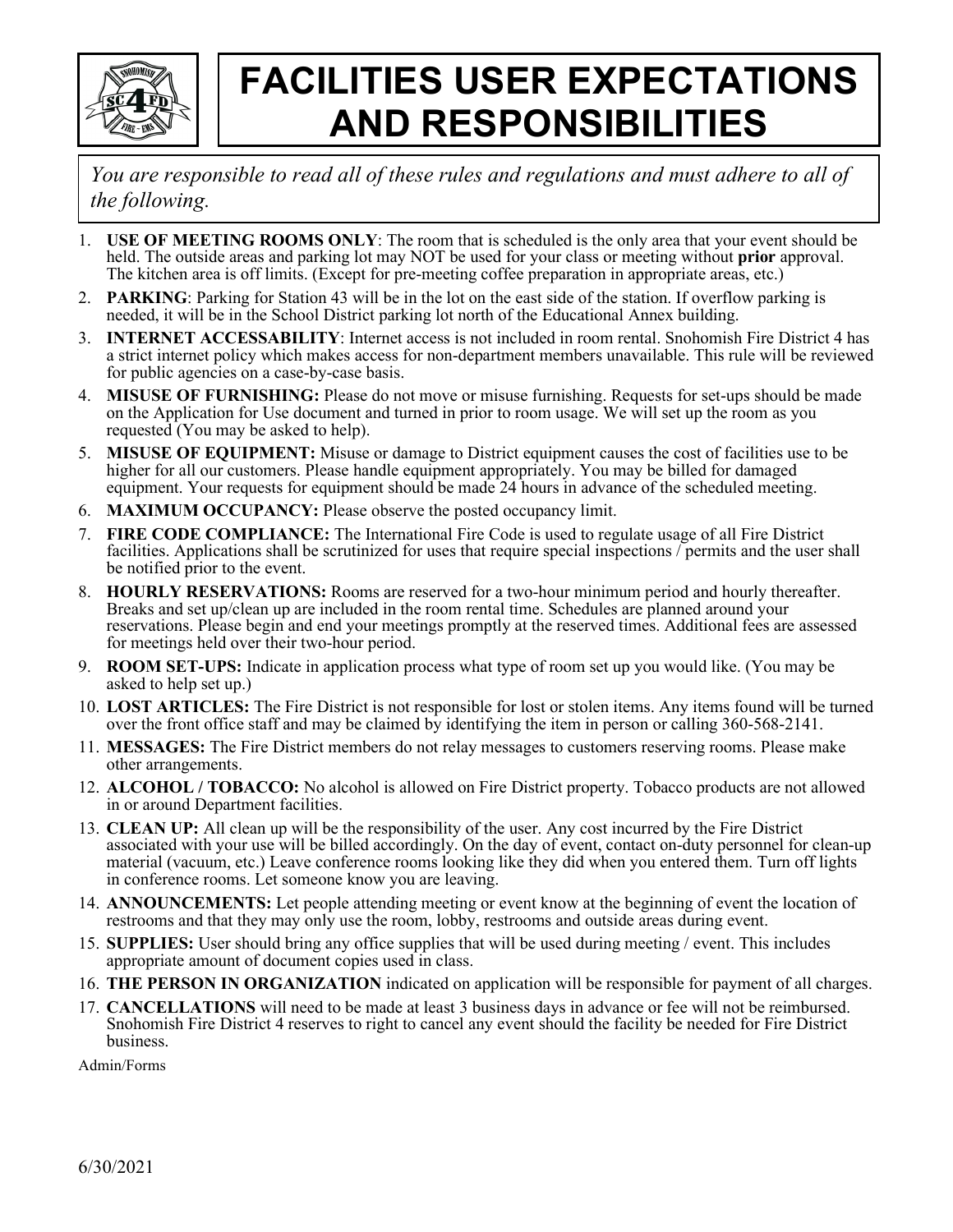# FACILITIES USER EXPECTATIONS AND RESPONSIBILITIES

*You are responsible to read all of these rules and regulations and must adhere to all of the following.*

1. **USE OF MEETING ROOMS ONLY**: The room that is scheduled is the only area that your event should be held. The outside areas and parking lot may NOT be used for your class or meeting without **prior** approval. The kitchen area is off limits. (Except for pre-meeting coffee preparation in appropriate areas, etc.)
2. **PARKING**: Parking for Station 43 will be in the lot on the east side of the station. If overflow parking is needed, it will be in the School District parking lot north of the Educational Annex building.
3. **INTERNET ACCESSABILITY**: Internet access is not included in room rental. Snohomish Fire District 4 has a strict internet policy which makes access for non-department members unavailable. This rule will be reviewed for public agencies on a case-by-case basis.
4. **MISUSE OF FURNISHING:** Please do not move or misuse furnishing. Requests for set-ups should be made on the Application for Use document and turned in prior to room usage. We will set up the room as you requested (You may be asked to help).
5. **MISUSE OF EQUIPMENT:** Misuse or damage to District equipment causes the cost of facilities use to be higher for all our customers. Please handle equipment appropriately. You may be billed for damaged equipment. Your requests for equipment should be made 24 hours in advance of the scheduled meeting.
6. **MAXIMUM OCCUPANCY:** Please observe the posted occupancy limit.
7. **FIRE CODE COMPLIANCE:** The International Fire Code is used to regulate usage of all Fire District facilities. Applications shall be scrutinized for uses that require special inspections / permits and the user shall be notified prior to the event.
8. **HOURLY RESERVATIONS:** Rooms are reserved for a two-hour minimum period and hourly thereafter. Breaks and set up/clean up are included in the room rental time. Schedules are planned around your reservations. Please begin and end your meetings promptly at the reserved times. Additional fees are assessed for meetings held over their two-hour period.
9. **ROOM SET-UPS:** Indicate in application process what type of room set up you would like. (You may be asked to help set up.)
10. **LOST ARTICLES:** The Fire District is not responsible for lost or stolen items. Any items found will be turned over the front office staff and may be claimed by identifying the item in person or calling 360-568-2141.
11. **MESSAGES:** The Fire District members do not relay messages to customers reserving rooms. Please make other arrangements.
12. **ALCOHOL / TOBACCO:** No alcohol is allowed on Fire District property. Tobacco products are not allowed in or around Department facilities.
13. **CLEAN UP:** All clean up will be the responsibility of the user. Any cost incurred by the Fire District associated with your use will be billed accordingly. On the day of event, contact on-duty personnel for clean-up material (vacuum, etc.) Leave conference rooms looking like they did when you entered them. Turn off lights in conference rooms. Let someone know you are leaving.
14. **ANNOUNCEMENTS:** Let people attending meeting or event know at the beginning of event the location of restrooms and that they may only use the room, lobby, restrooms and outside areas during event.
15. **SUPPLIES:** User should bring any office supplies that will be used during meeting / event. This includes appropriate amount of document copies used in class.
16. **THE PERSON IN ORGANIZATION** indicated on application will be responsible for payment of all charges.
17. **CANCELLATIONS** will need to be made at least 3 business days in advance or fee will not be reimbursed. Snohomish Fire District 4 reserves to right to cancel any event should the facility be needed for Fire District business.

Admin/Forms

6/30/2021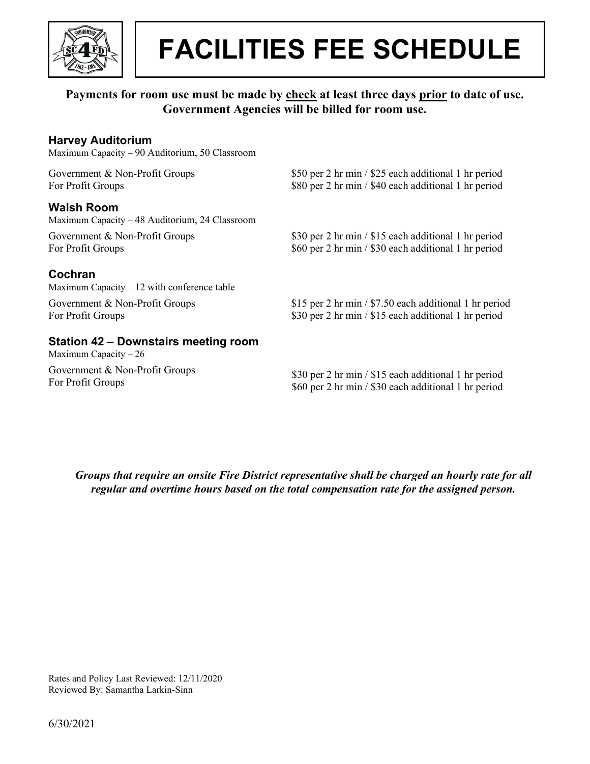# FACILITIES FEE SCHEDULE

**Payments for room use must be made by <u>check</u> at least three days <u>prior</u> to date of use. Government Agencies will be billed for room use.**

### Harvey Auditorium

Maximum Capacity – 90 Auditorium, 50 Classroom

| | |
|---|---|
| Government & Non-Profit Groups | \$50 per 2 hr min / \$25 each additional 1 hr period |
| For Profit Groups | \$80 per 2 hr min / \$40 each additional 1 hr period |

### Walsh Room

Maximum Capacity – 48 Auditorium, 24 Classroom

| | |
|---|---|
| Government & Non-Profit Groups | \$30 per 2 hr min / \$15 each additional 1 hr period |
| For Profit Groups | \$60 per 2 hr min / \$30 each additional 1 hr period |

### Cochran

Maximum Capacity – 12 with conference table

| | |
|---|---|
| Government & Non-Profit Groups | \$15 per 2 hr min / \$7.50 each additional 1 hr period |
| For Profit Groups | \$30 per 2 hr min / \$15 each additional 1 hr period |

### Station 42 – Downstairs meeting room

Maximum Capacity – 26

| | |
|---|---|
| Government & Non-Profit Groups | \$30 per 2 hr min / \$15 each additional 1 hr period |
| For Profit Groups | \$60 per 2 hr min / \$30 each additional 1 hr period |

***Groups that require an onsite Fire District representative shall be charged an hourly rate for all regular and overtime hours based on the total compensation rate for the assigned person.***

Rates and Policy Last Reviewed: 12/11/2020
Reviewed By: Samantha Larkin-Sinn

6/30/2021